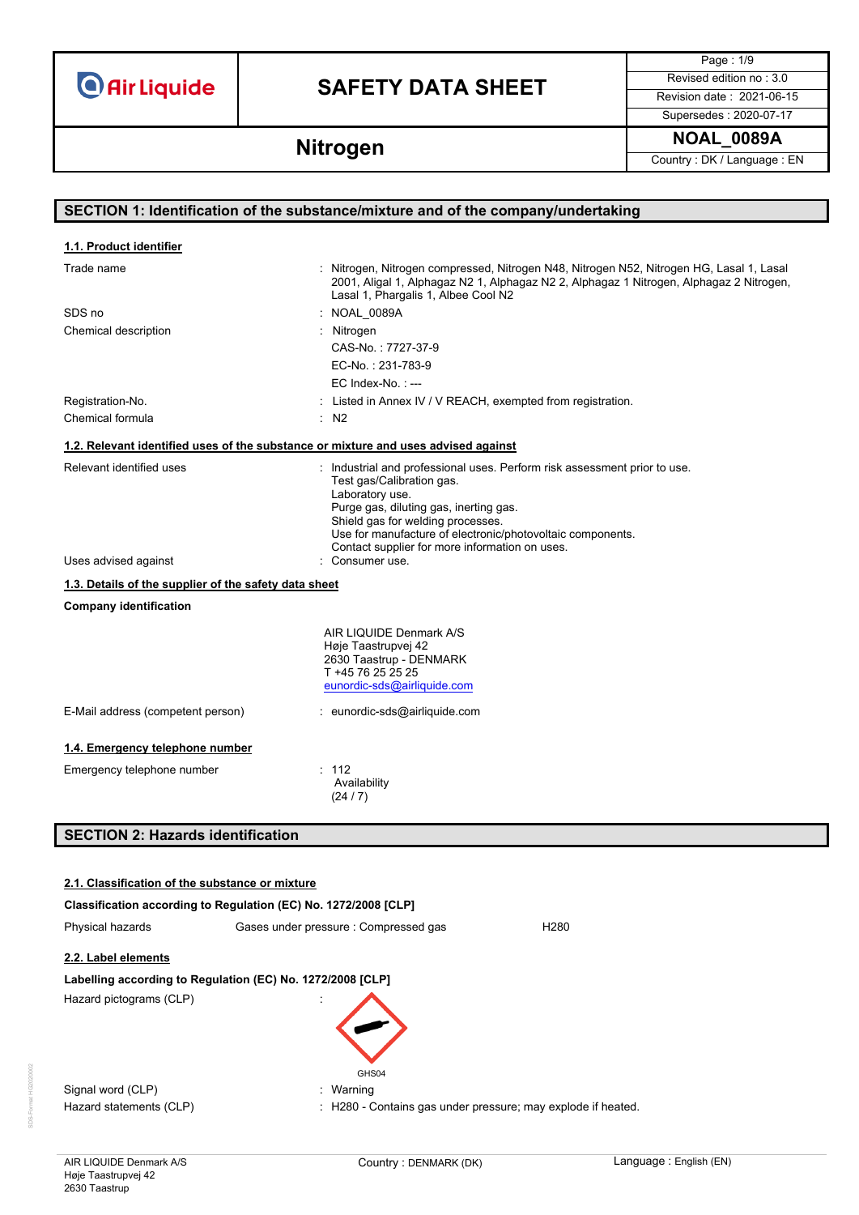# SAFETY DATA SHEET

Revised edition no : 3.0
Revision date : 2021-06-15
Supersedes : 2020-07-17

## Nitrogen

NOAL_0089A

Country : DK / Language : EN

## SECTION 1: Identification of the substance/mixture and of the company/undertaking

### 1.1. Product identifier

| | |
|---|---|
| Trade name | : Nitrogen, Nitrogen compressed, Nitrogen N48, Nitrogen N52, Nitrogen HG, Lasal 1, Lasal 2001, Aligal 1, Alphagaz N2 1, Alphagaz N2 2, Alphagaz 1 Nitrogen, Alphagaz 2 Nitrogen, Lasal 1, Phargalis 1, Albee Cool N2 |
| SDS no | : NOAL_0089A |
| Chemical description | : Nitrogen<br>CAS-No. : 7727-37-9<br>EC-No. : 231-783-9<br>EC Index-No. : --- |
| Registration-No. | : Listed in Annex IV / V REACH, exempted from registration. |
| Chemical formula | : $N_2$ |

### 1.2. Relevant identified uses of the substance or mixture and uses advised against

| | |
|---|---|
| Relevant identified uses | : Industrial and professional uses. Perform risk assessment prior to use.<br>Test gas/Calibration gas.<br>Laboratory use.<br>Purge gas, diluting gas, inerting gas.<br>Shield gas for welding processes.<br>Use for manufacture of electronic/photovoltaic components.<br>Contact supplier for more information on uses. |
| Uses advised against | : Consumer use. |

### 1.3. Details of the supplier of the safety data sheet

**Company identification**

AIR LIQUIDE Denmark A/S
Høje Taastrupvej 42
2630 Taastrup - DENMARK
T +45 76 25 25 25
eunordic-sds@airliquide.com

| | |
|---|---|
| E-Mail address (competent person) | : eunordic-sds@airliquide.com |

### 1.4. Emergency telephone number

| | |
|---|---|
| Emergency telephone number | : 112<br>Availability<br>(24 / 7) |

## SECTION 2: Hazards identification

### 2.1. Classification of the substance or mixture

**Classification according to Regulation (EC) No. 1272/2008 [CLP]**

| | | |
|---|---|---|
| Physical hazards | Gases under pressure : Compressed gas | H280 |

### 2.2. Label elements

**Labelling according to Regulation (EC) No. 1272/2008 [CLP]**

| | |
|---|---|
| Hazard pictograms (CLP) | : GHS04 |
| Signal word (CLP) | : Warning |
| Hazard statements (CLP) | : H280 - Contains gas under pressure; may explode if heated. |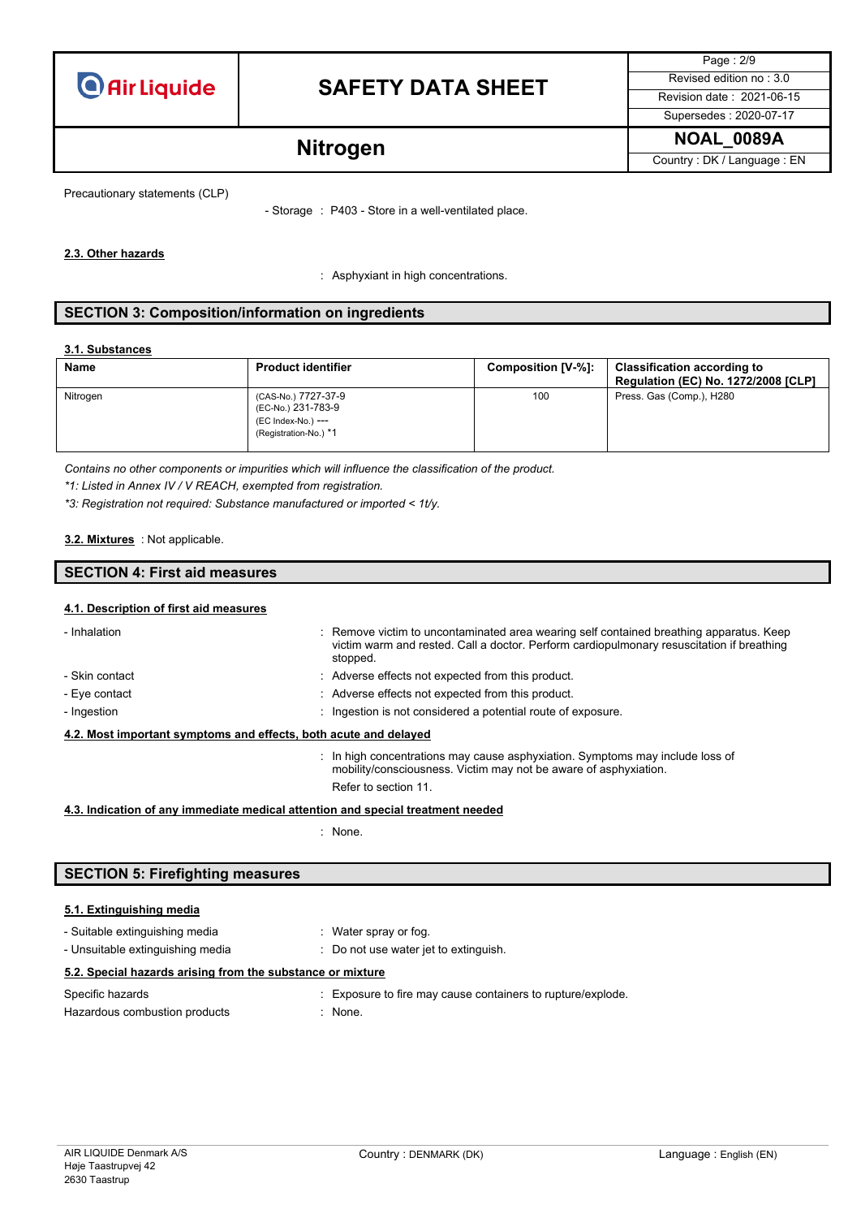Precautionary statements (CLP)

- Storage : P403 - Store in a well-ventilated place.

**2.3. Other hazards**

: Asphyxiant in high concentrations.

## SECTION 3: Composition/information on ingredients

**3.1. Substances**

| Name | Product identifier | Composition [V-%]: | Classification according to Regulation (EC) No. 1272/2008 [CLP] |
|---|---|---|---|
| Nitrogen | (CAS-No.) 7727-37-9<br>(EC-No.) 231-783-9<br>(EC Index-No.) ---<br>(Registration-No.) *1 | 100 | Press. Gas (Comp.), H280 |

*Contains no other components or impurities which will influence the classification of the product.*

**1: Listed in Annex IV / V REACH, exempted from registration.*

**3: Registration not required: Substance manufactured or imported < 1t/y.*

**3.2. Mixtures** : Not applicable.

## SECTION 4: First aid measures

**4.1. Description of first aid measures**

- Inhalation : Remove victim to uncontaminated area wearing self contained breathing apparatus. Keep victim warm and rested. Call a doctor. Perform cardiopulmonary resuscitation if breathing stopped.
- Skin contact : Adverse effects not expected from this product.
- Eye contact : Adverse effects not expected from this product.
- Ingestion : Ingestion is not considered a potential route of exposure.

**4.2. Most important symptoms and effects, both acute and delayed**

: In high concentrations may cause asphyxiation. Symptoms may include loss of mobility/consciousness. Victim may not be aware of asphyxiation.

Refer to section 11.

**4.3. Indication of any immediate medical attention and special treatment needed**

: None.

## SECTION 5: Firefighting measures

**5.1. Extinguishing media**

- Suitable extinguishing media : Water spray or fog.
- Unsuitable extinguishing media : Do not use water jet to extinguish.

**5.2. Special hazards arising from the substance or mixture**

Specific hazards : Exposure to fire may cause containers to rupture/explode.

Hazardous combustion products : None.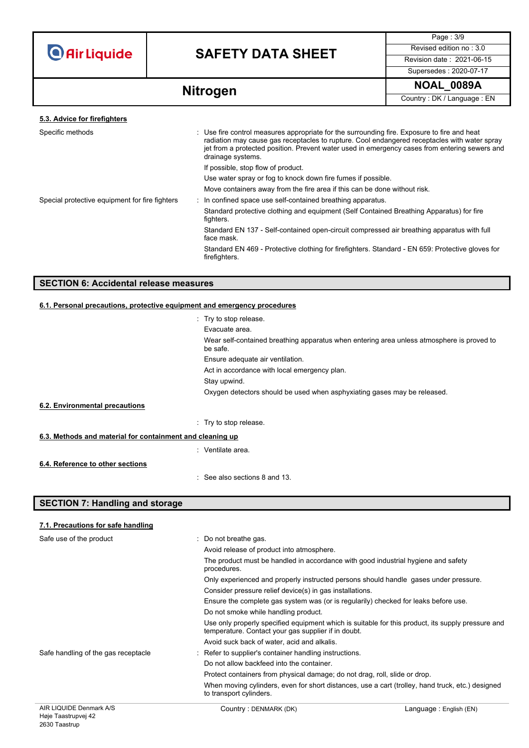### 5.3. Advice for firefighters

| | |
|---|---|
| Specific methods | : Use fire control measures appropriate for the surrounding fire. Exposure to fire and heat radiation may cause gas receptacles to rupture. Cool endangered receptacles with water spray jet from a protected position. Prevent water used in emergency cases from entering sewers and drainage systems. |
| | If possible, stop flow of product. |
| | Use water spray or fog to knock down fire fumes if possible. |
| | Move containers away from the fire area if this can be done without risk. |
| Special protective equipment for fire fighters | : In confined space use self-contained breathing apparatus. |
| | Standard protective clothing and equipment (Self Contained Breathing Apparatus) for fire fighters. |
| | Standard EN 137 - Self-contained open-circuit compressed air breathing apparatus with full face mask. |
| | Standard EN 469 - Protective clothing for firefighters. Standard - EN 659: Protective gloves for firefighters. |

## SECTION 6: Accidental release measures

### 6.1. Personal precautions, protective equipment and emergency procedures

: Try to stop release.
Evacuate area.
Wear self-contained breathing apparatus when entering area unless atmosphere is proved to be safe.
Ensure adequate air ventilation.
Act in accordance with local emergency plan.
Stay upwind.
Oxygen detectors should be used when asphyxiating gases may be released.

### 6.2. Environmental precautions

: Try to stop release.

### 6.3. Methods and material for containment and cleaning up

: Ventilate area.

### 6.4. Reference to other sections

: See also sections 8 and 13.

## SECTION 7: Handling and storage

### 7.1. Precautions for safe handling

| | |
|---|---|
| Safe use of the product | : Do not breathe gas. |
| | Avoid release of product into atmosphere. |
| | The product must be handled in accordance with good industrial hygiene and safety procedures. |
| | Only experienced and properly instructed persons should handle gases under pressure. |
| | Consider pressure relief device(s) in gas installations. |
| | Ensure the complete gas system was (or is regularily) checked for leaks before use. |
| | Do not smoke while handling product. |
| | Use only properly specified equipment which is suitable for this product, its supply pressure and temperature. Contact your gas supplier if in doubt. |
| | Avoid suck back of water, acid and alkalis. |
| Safe handling of the gas receptacle | : Refer to supplier's container handling instructions. |
| | Do not allow backfeed into the container. |
| | Protect containers from physical damage; do not drag, roll, slide or drop. |
| | When moving cylinders, even for short distances, use a cart (trolley, hand truck, etc.) designed to transport cylinders. |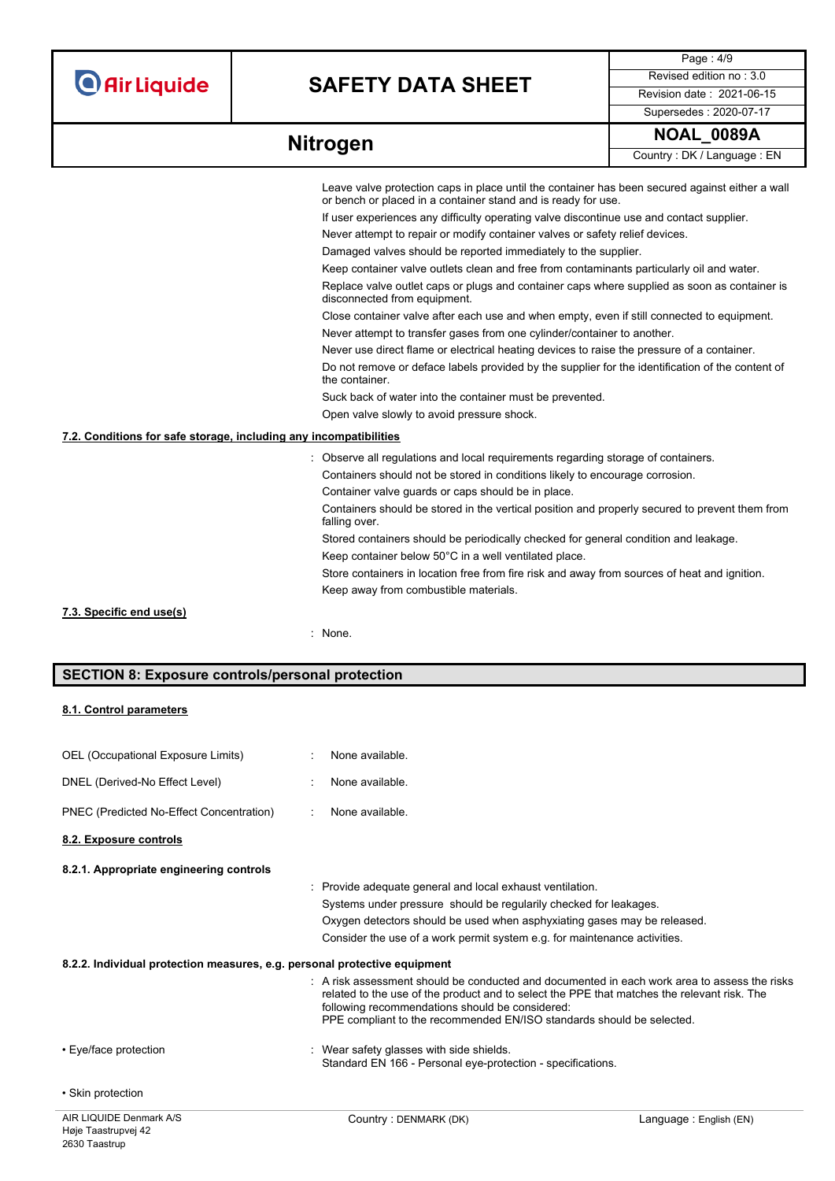Leave valve protection caps in place until the container has been secured against either a wall or bench or placed in a container stand and is ready for use.

If user experiences any difficulty operating valve discontinue use and contact supplier.

Never attempt to repair or modify container valves or safety relief devices.

Damaged valves should be reported immediately to the supplier.

Keep container valve outlets clean and free from contaminants particularly oil and water.

Replace valve outlet caps or plugs and container caps where supplied as soon as container is disconnected from equipment.

Close container valve after each use and when empty, even if still connected to equipment.

Never attempt to transfer gases from one cylinder/container to another.

Never use direct flame or electrical heating devices to raise the pressure of a container.

Do not remove or deface labels provided by the supplier for the identification of the content of the container.

Suck back of water into the container must be prevented.

Open valve slowly to avoid pressure shock.

**7.2. Conditions for safe storage, including any incompatibilities**

: Observe all regulations and local requirements regarding storage of containers.

Containers should not be stored in conditions likely to encourage corrosion.

Container valve guards or caps should be in place.

Containers should be stored in the vertical position and properly secured to prevent them from falling over.

Stored containers should be periodically checked for general condition and leakage.

Keep container below 50°C in a well ventilated place.

Store containers in location free from fire risk and away from sources of heat and ignition.

Keep away from combustible materials.

**7.3. Specific end use(s)**

: None.

## SECTION 8: Exposure controls/personal protection

**8.1. Control parameters**

OEL (Occupational Exposure Limits) : None available.

DNEL (Derived-No Effect Level) : None available.

PNEC (Predicted No-Effect Concentration) : None available.

**8.2. Exposure controls**

**8.2.1. Appropriate engineering controls**

: Provide adequate general and local exhaust ventilation.

Systems under pressure should be regularily checked for leakages.

Oxygen detectors should be used when asphyxiating gases may be released.

Consider the use of a work permit system e.g. for maintenance activities.

**8.2.2. Individual protection measures, e.g. personal protective equipment**

: A risk assessment should be conducted and documented in each work area to assess the risks related to the use of the product and to select the PPE that matches the relevant risk. The following recommendations should be considered:
PPE compliant to the recommended EN/ISO standards should be selected.

• Eye/face protection : Wear safety glasses with side shields.
Standard EN 166 - Personal eye-protection - specifications.

• Skin protection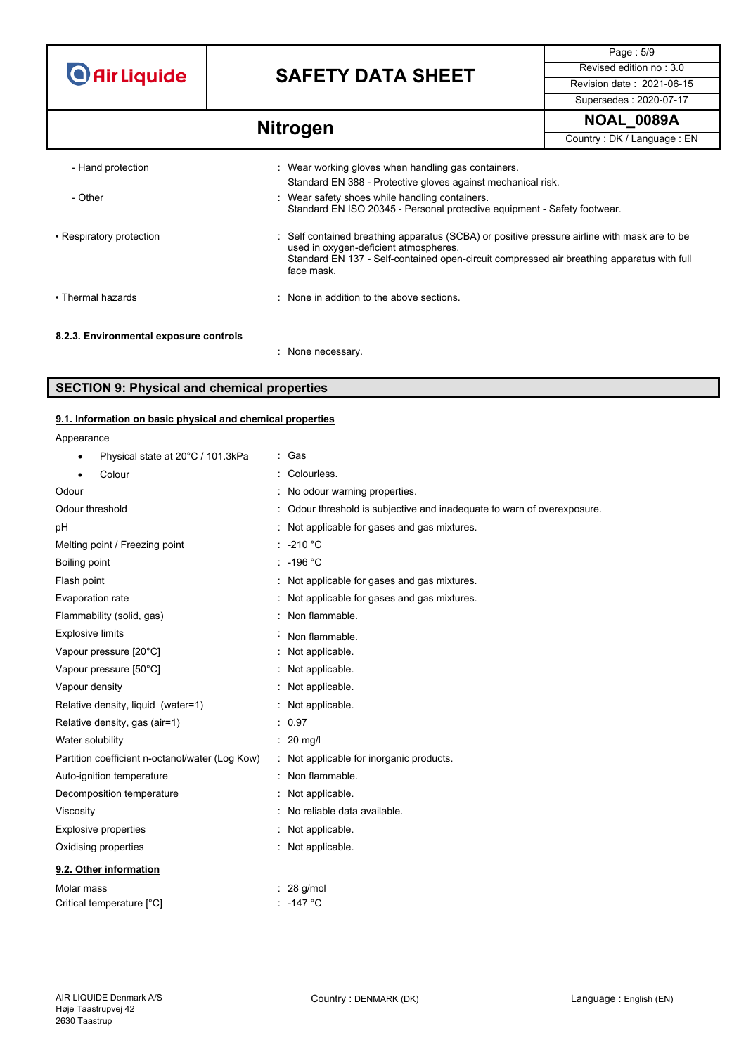- Hand protection : Wear working gloves when handling gas containers.
  Standard EN 388 - Protective gloves against mechanical risk.
- Other : Wear safety shoes while handling containers.
  Standard EN ISO 20345 - Personal protective equipment - Safety footwear.

• Respiratory protection : Self contained breathing apparatus (SCBA) or positive pressure airline with mask are to be used in oxygen-deficient atmospheres.
Standard EN 137 - Self-contained open-circuit compressed air breathing apparatus with full face mask.

• Thermal hazards : None in addition to the above sections.

**8.2.3. Environmental exposure controls**

: None necessary.

## SECTION 9: Physical and chemical properties

### 9.1. Information on basic physical and chemical properties

Appearance

- Physical state at 20°C / 101.3kPa : Gas
- Colour : Colourless.

| | |
|---|---|
| Odour | : No odour warning properties. |
| Odour threshold | : Odour threshold is subjective and inadequate to warn of overexposure. |
| pH | : Not applicable for gases and gas mixtures. |
| Melting point / Freezing point | : -210 °C |
| Boiling point | : -196 °C |
| Flash point | : Not applicable for gases and gas mixtures. |
| Evaporation rate | : Not applicable for gases and gas mixtures. |
| Flammability (solid, gas) | : Non flammable. |
| Explosive limits | : Non flammable. |
| Vapour pressure [20°C] | : Not applicable. |
| Vapour pressure [50°C] | : Not applicable. |
| Vapour density | : Not applicable. |
| Relative density, liquid (water=1) | : Not applicable. |
| Relative density, gas (air=1) | : 0.97 |
| Water solubility | : 20 mg/l |
| Partition coefficient n-octanol/water (Log Kow) | : Not applicable for inorganic products. |
| Auto-ignition temperature | : Non flammable. |
| Decomposition temperature | : Not applicable. |
| Viscosity | : No reliable data available. |
| Explosive properties | : Not applicable. |
| Oxidising properties | : Not applicable. |

### 9.2. Other information

| | |
|---|---|
| Molar mass | : 28 g/mol |
| Critical temperature [°C] | : -147 °C |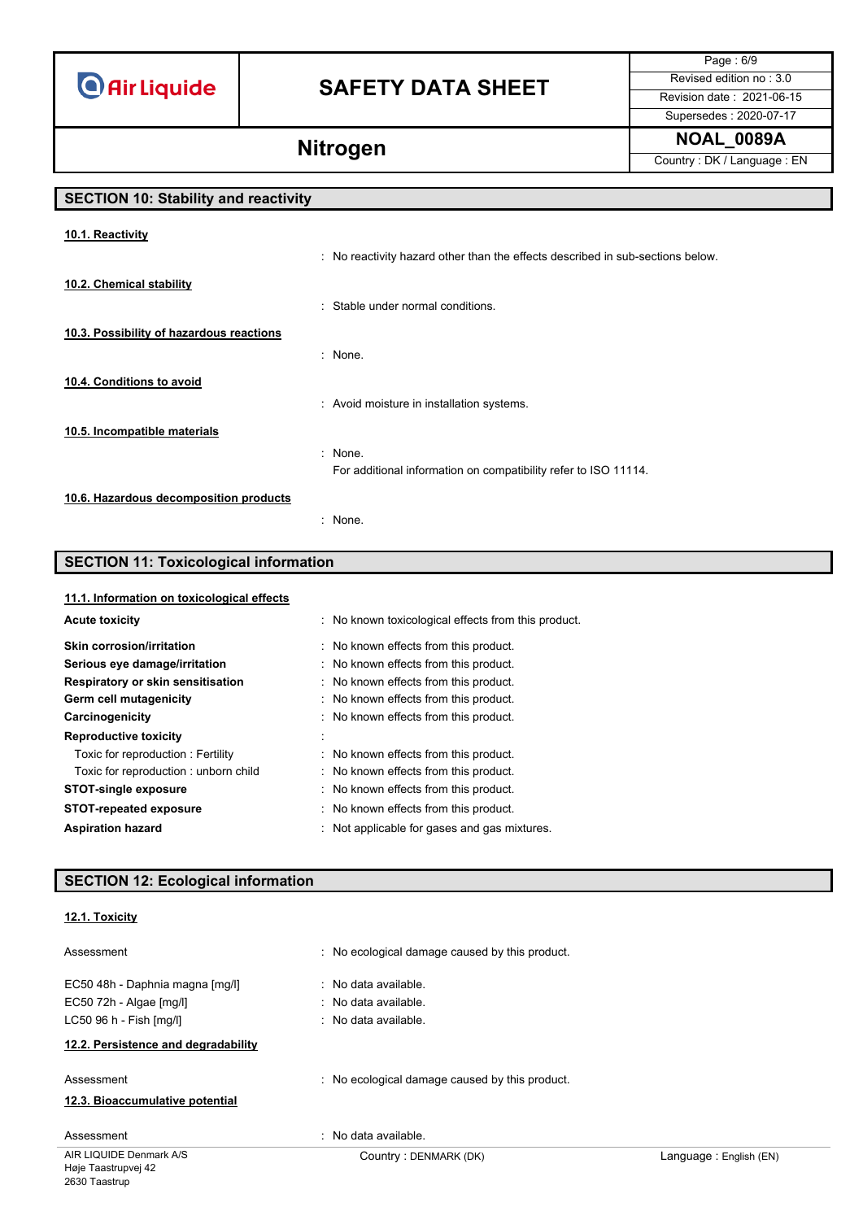## SECTION 10: Stability and reactivity

**10.1. Reactivity**

: No reactivity hazard other than the effects described in sub-sections below.

**10.2. Chemical stability**

: Stable under normal conditions.

**10.3. Possibility of hazardous reactions**

: None.

**10.4. Conditions to avoid**

: Avoid moisture in installation systems.

**10.5. Incompatible materials**

: None.
For additional information on compatibility refer to ISO 11114.

**10.6. Hazardous decomposition products**

: None.

## SECTION 11: Toxicological information

**11.1. Information on toxicological effects**

| | |
|---|---|
| **Acute toxicity** | : No known toxicological effects from this product. |
| **Skin corrosion/irritation** | : No known effects from this product. |
| **Serious eye damage/irritation** | : No known effects from this product. |
| **Respiratory or skin sensitisation** | : No known effects from this product. |
| **Germ cell mutagenicity** | : No known effects from this product. |
| **Carcinogenicity** | : No known effects from this product. |
| **Reproductive toxicity** | : |
| Toxic for reproduction : Fertility | : No known effects from this product. |
| Toxic for reproduction : unborn child | : No known effects from this product. |
| **STOT-single exposure** | : No known effects from this product. |
| **STOT-repeated exposure** | : No known effects from this product. |
| **Aspiration hazard** | : Not applicable for gases and gas mixtures. |

## SECTION 12: Ecological information

**12.1. Toxicity**

| | |
|---|---|
| Assessment | : No ecological damage caused by this product. |
| EC50 48h - Daphnia magna [mg/l] | : No data available. |
| EC50 72h - Algae [mg/l] | : No data available. |
| LC50 96 h - Fish [mg/l] | : No data available. |

**12.2. Persistence and degradability**

| | |
|---|---|
| Assessment | : No ecological damage caused by this product. |

**12.3. Bioaccumulative potential**

| | |
|---|---|
| Assessment | : No data available. |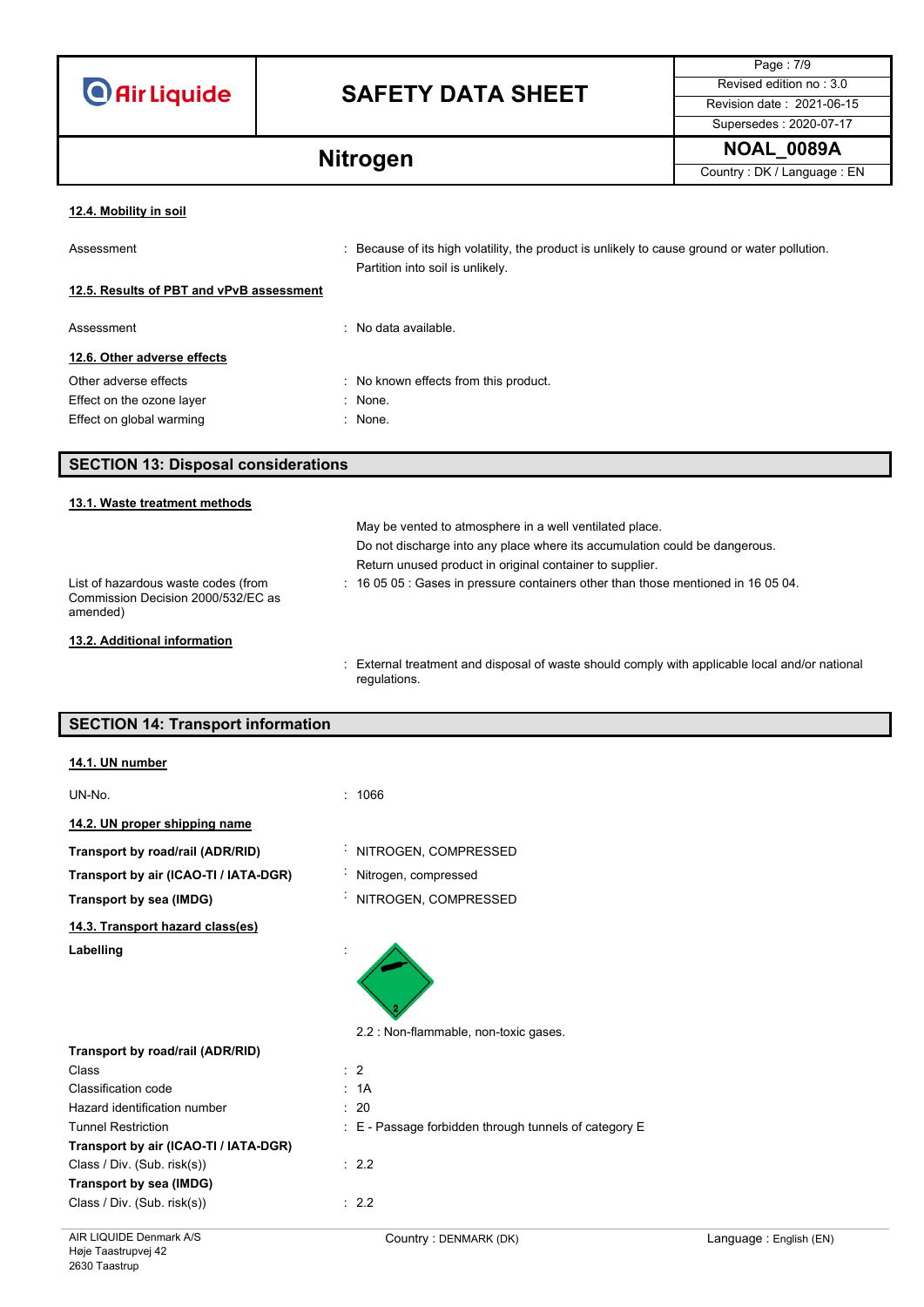#### 12.4. Mobility in soil

Assessment : Because of its high volatility, the product is unlikely to cause ground or water pollution. Partition into soil is unlikely.

#### 12.5. Results of PBT and vPvB assessment

Assessment : No data available.

#### 12.6. Other adverse effects

Other adverse effects : No known effects from this product.
Effect on the ozone layer : None.
Effect on global warming : None.

## SECTION 13: Disposal considerations

#### 13.1. Waste treatment methods

May be vented to atmosphere in a well ventilated place.
Do not discharge into any place where its accumulation could be dangerous.
Return unused product in original container to supplier.

List of hazardous waste codes (from Commission Decision 2000/532/EC as amended) : 16 05 05 : Gases in pressure containers other than those mentioned in 16 05 04.

#### 13.2. Additional information

: External treatment and disposal of waste should comply with applicable local and/or national regulations.

## SECTION 14: Transport information

#### 14.1. UN number

UN-No. : 1066

#### 14.2. UN proper shipping name

**Transport by road/rail (ADR/RID)** : NITROGEN, COMPRESSED
**Transport by air (ICAO-TI / IATA-DGR)** : Nitrogen, compressed
**Transport by sea (IMDG)** : NITROGEN, COMPRESSED

#### 14.3. Transport hazard class(es)

**Labelling** :

2.2 : Non-flammable, non-toxic gases.

**Transport by road/rail (ADR/RID)**
Class : 2
Classification code : 1A
Hazard identification number : 20
Tunnel Restriction : E - Passage forbidden through tunnels of category E

**Transport by air (ICAO-TI / IATA-DGR)**
Class / Div. (Sub. risk(s)) : 2.2

**Transport by sea (IMDG)**
Class / Div. (Sub. risk(s)) : 2.2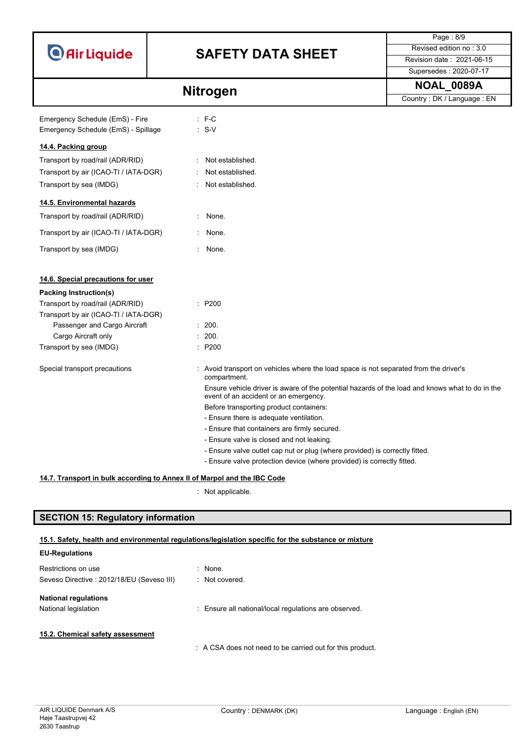| | |
|---|---|
| Emergency Schedule (EmS) - Fire | : F-C |
| Emergency Schedule (EmS) - Spillage | : S-V |

#### 14.4. Packing group

| | |
|---|---|
| Transport by road/rail (ADR/RID) | : Not established. |
| Transport by air (ICAO-TI / IATA-DGR) | : Not established. |
| Transport by sea (IMDG) | : Not established. |

#### 14.5. Environmental hazards

| | |
|---|---|
| Transport by road/rail (ADR/RID) | : None. |
| Transport by air (ICAO-TI / IATA-DGR) | : None. |
| Transport by sea (IMDG) | : None. |

#### 14.6. Special precautions for user

**Packing Instruction(s)**

| | |
|---|---|
| Transport by road/rail (ADR/RID) | : P200 |
| Transport by air (ICAO-TI / IATA-DGR) | |
| Passenger and Cargo Aircraft | : 200. |
| Cargo Aircraft only | : 200. |
| Transport by sea (IMDG) | : P200 |

Special transport precautions : Avoid transport on vehicles where the load space is not separated from the driver's compartment.

Ensure vehicle driver is aware of the potential hazards of the load and knows what to do in the event of an accident or an emergency.

Before transporting product containers:

- Ensure there is adequate ventilation.
- Ensure that containers are firmly secured.
- Ensure valve is closed and not leaking.
- Ensure valve outlet cap nut or plug (where provided) is correctly fitted.
- Ensure valve protection device (where provided) is correctly fitted.

#### 14.7. Transport in bulk according to Annex II of Marpol and the IBC Code

: Not applicable.

## SECTION 15: Regulatory information

#### 15.1. Safety, health and environmental regulations/legislation specific for the substance or mixture

**EU-Regulations**

| | |
|---|---|
| Restrictions on use | : None. |
| Seveso Directive : 2012/18/EU (Seveso III) | : Not covered. |

**National regulations**

| | |
|---|---|
| National legislation | : Ensure all national/local regulations are observed. |

#### 15.2. Chemical safety assessment

: A CSA does not need to be carried out for this product.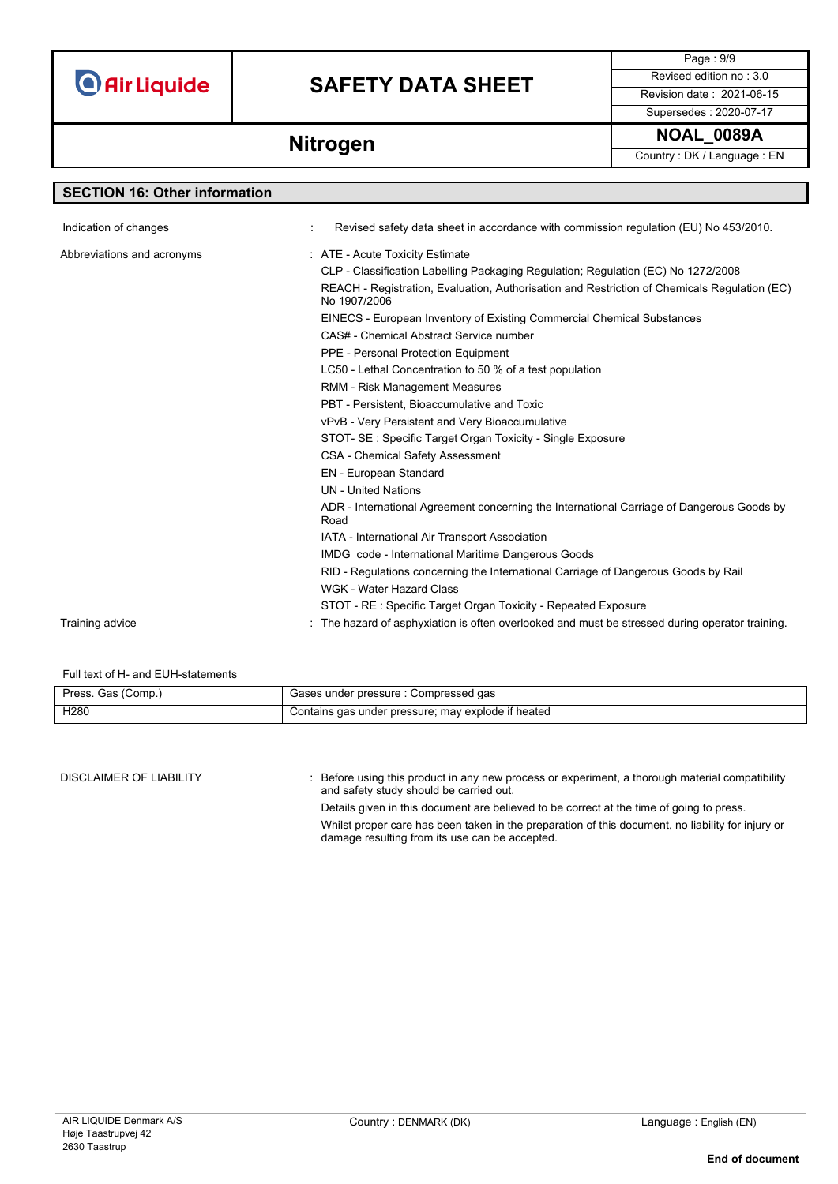## SECTION 16: Other information

Indication of changes : Revised safety data sheet in accordance with commission regulation (EU) No 453/2010.

Abbreviations and acronyms :
- ATE - Acute Toxicity Estimate
- CLP - Classification Labelling Packaging Regulation; Regulation (EC) No 1272/2008
- REACH - Registration, Evaluation, Authorisation and Restriction of Chemicals Regulation (EC) No 1907/2006
- EINECS - European Inventory of Existing Commercial Chemical Substances
- CAS# - Chemical Abstract Service number
- PPE - Personal Protection Equipment
- LC50 - Lethal Concentration to 50 % of a test population
- RMM - Risk Management Measures
- PBT - Persistent, Bioaccumulative and Toxic
- vPvB - Very Persistent and Very Bioaccumulative
- STOT- SE : Specific Target Organ Toxicity - Single Exposure
- CSA - Chemical Safety Assessment
- EN - European Standard
- UN - United Nations
- ADR - International Agreement concerning the International Carriage of Dangerous Goods by Road
- IATA - International Air Transport Association
- IMDG code - International Maritime Dangerous Goods
- RID - Regulations concerning the International Carriage of Dangerous Goods by Rail
- WGK - Water Hazard Class
- STOT - RE : Specific Target Organ Toxicity - Repeated Exposure

Training advice : The hazard of asphyxiation is often overlooked and must be stressed during operator training.

Full text of H- and EUH-statements

| | |
|---|---|
| Press. Gas (Comp.) | Gases under pressure : Compressed gas |
| H280 | Contains gas under pressure; may explode if heated |

DISCLAIMER OF LIABILITY : Before using this product in any new process or experiment, a thorough material compatibility and safety study should be carried out.

Details given in this document are believed to be correct at the time of going to press.

Whilst proper care has been taken in the preparation of this document, no liability for injury or damage resulting from its use can be accepted.

End of document